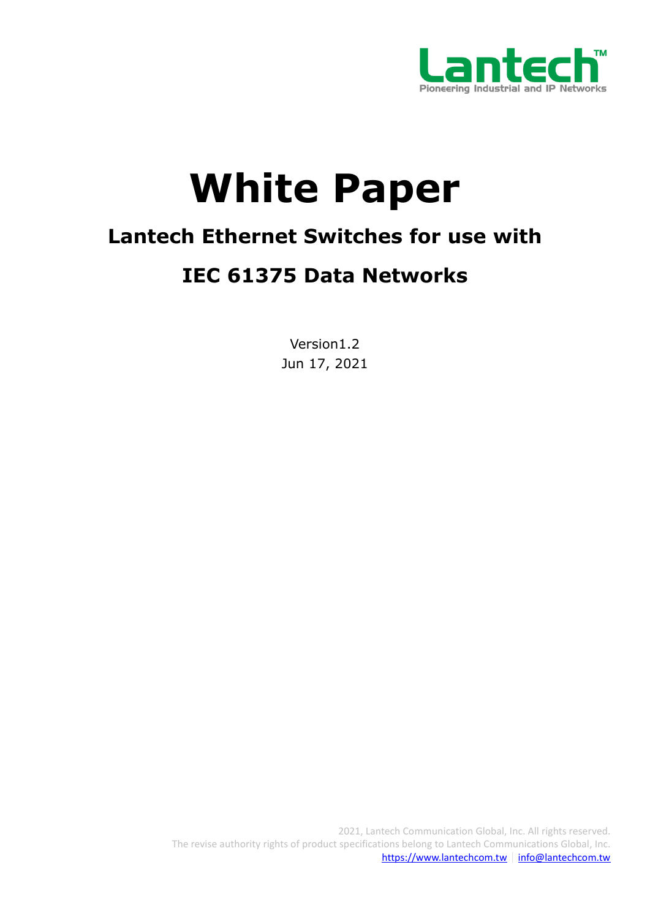# White Paper

## Lantech Ethernet Switches for use with

## IEC 61375 Data Networks

Version1.2

Jun 17, 2021

2021, Lantech Communication Global, Inc. All rights reserved.

The revise authority rights of product specifications belong to Lantech Communications Global, Inc.

https://www.lantechcom.tw | info@lantechcom.tw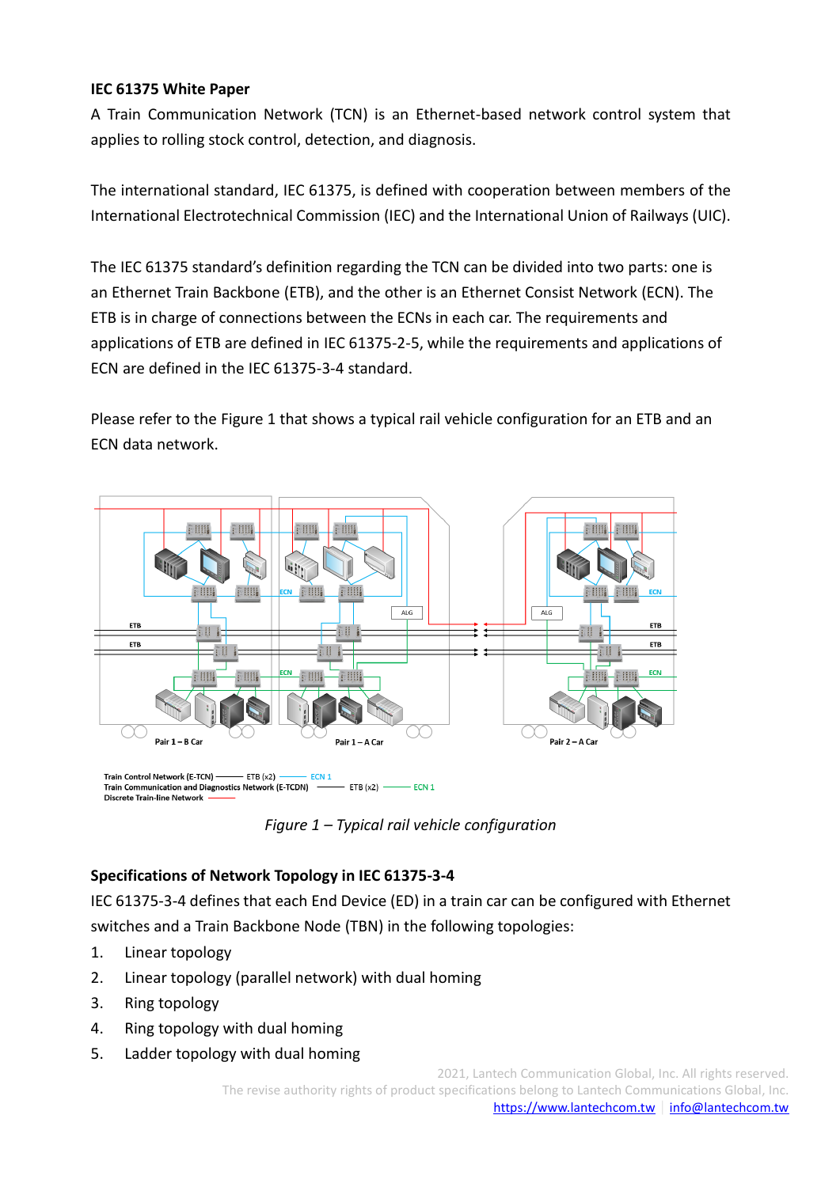**IEC 61375 White Paper**

A Train Communication Network (TCN) is an Ethernet-based network control system that applies to rolling stock control, detection, and diagnosis.

The international standard, IEC 61375, is defined with cooperation between members of the International Electrotechnical Commission (IEC) and the International Union of Railways (UIC).

The IEC 61375 standard's definition regarding the TCN can be divided into two parts: one is an Ethernet Train Backbone (ETB), and the other is an Ethernet Consist Network (ECN). The ETB is in charge of connections between the ECNs in each car. The requirements and applications of ETB are defined in IEC 61375-2-5, while the requirements and applications of ECN are defined in the IEC 61375-3-4 standard.

Please refer to the Figure 1 that shows a typical rail vehicle configuration for an ETB and an ECN data network.

*Figure 1 – Typical rail vehicle configuration*

**Specifications of Network Topology in IEC 61375-3-4**

IEC 61375-3-4 defines that each End Device (ED) in a train car can be configured with Ethernet switches and a Train Backbone Node (TBN) in the following topologies:

1. Linear topology
2. Linear topology (parallel network) with dual homing
3. Ring topology
4. Ring topology with dual homing
5. Ladder topology with dual homing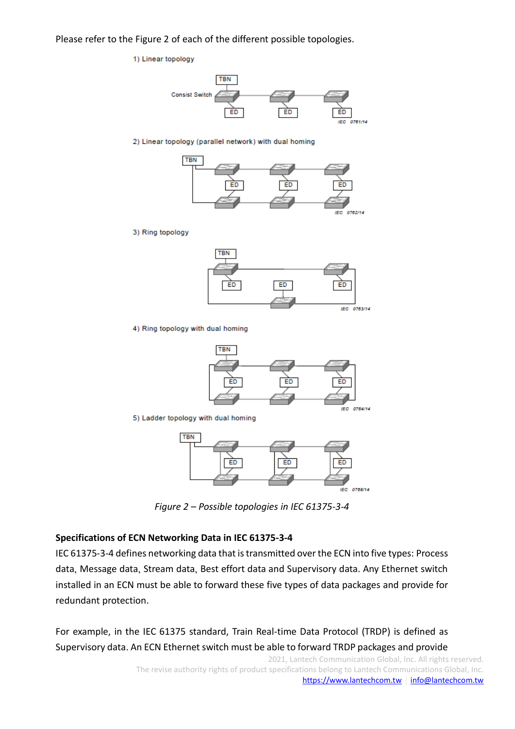Please refer to the Figure 2 of each of the different possible topologies.

*Figure 2 – Possible topologies in IEC 61375-3-4*

**Specifications of ECN Networking Data in IEC 61375-3-4**

IEC 61375-3-4 defines networking data that is transmitted over the ECN into five types: Process data, Message data, Stream data, Best effort data and Supervisory data. Any Ethernet switch installed in an ECN must be able to forward these five types of data packages and provide for redundant protection.

For example, in the IEC 61375 standard, Train Real-time Data Protocol (TRDP) is defined as Supervisory data. An ECN Ethernet switch must be able to forward TRDP packages and provide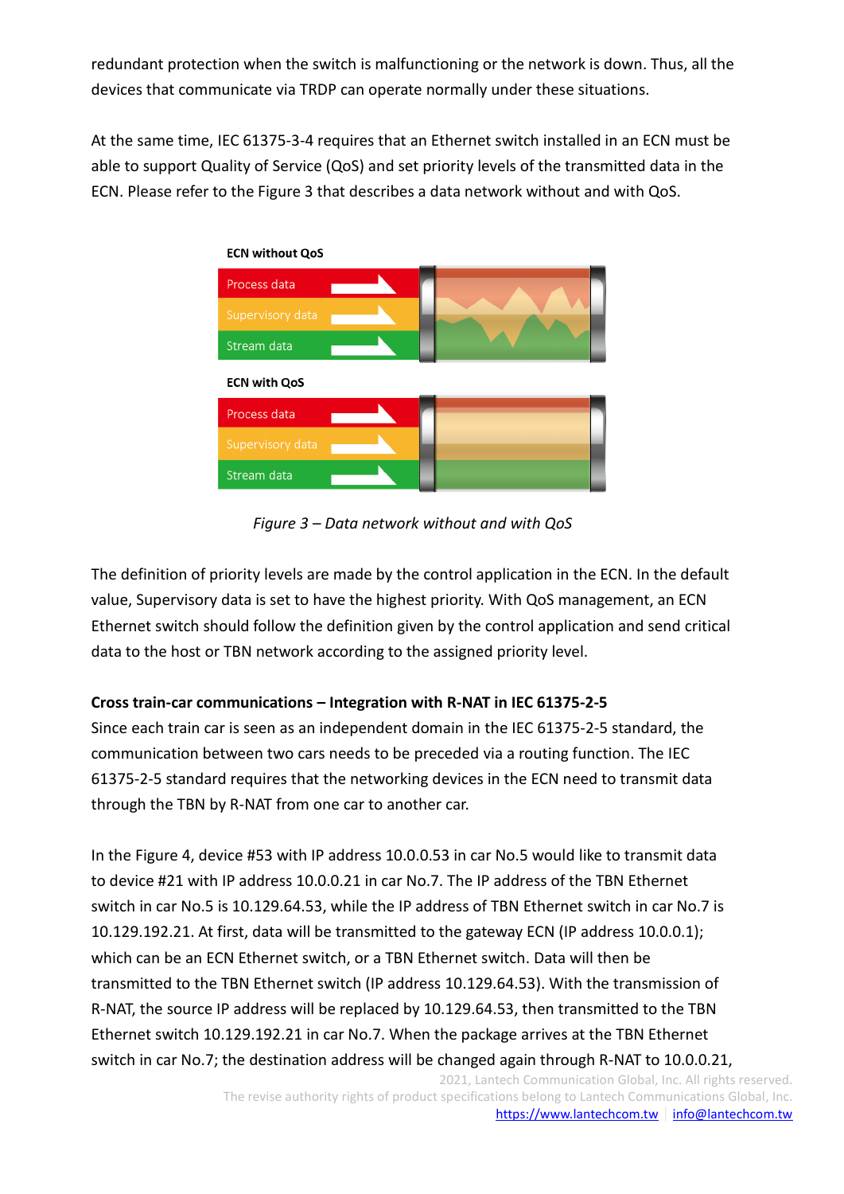redundant protection when the switch is malfunctioning or the network is down. Thus, all the devices that communicate via TRDP can operate normally under these situations.

At the same time, IEC 61375-3-4 requires that an Ethernet switch installed in an ECN must be able to support Quality of Service (QoS) and set priority levels of the transmitted data in the ECN. Please refer to the Figure 3 that describes a data network without and with QoS.

*Figure 3 – Data network without and with QoS*

The definition of priority levels are made by the control application in the ECN. In the default value, Supervisory data is set to have the highest priority. With QoS management, an ECN Ethernet switch should follow the definition given by the control application and send critical data to the host or TBN network according to the assigned priority level.

**Cross train-car communications – Integration with R-NAT in IEC 61375-2-5**

Since each train car is seen as an independent domain in the IEC 61375-2-5 standard, the communication between two cars needs to be preceded via a routing function. The IEC 61375-2-5 standard requires that the networking devices in the ECN need to transmit data through the TBN by R-NAT from one car to another car.

In the Figure 4, device #53 with IP address 10.0.0.53 in car No.5 would like to transmit data to device #21 with IP address 10.0.0.21 in car No.7. The IP address of the TBN Ethernet switch in car No.5 is 10.129.64.53, while the IP address of TBN Ethernet switch in car No.7 is 10.129.192.21. At first, data will be transmitted to the gateway ECN (IP address 10.0.0.1); which can be an ECN Ethernet switch, or a TBN Ethernet switch. Data will then be transmitted to the TBN Ethernet switch (IP address 10.129.64.53). With the transmission of R-NAT, the source IP address will be replaced by 10.129.64.53, then transmitted to the TBN Ethernet switch 10.129.192.21 in car No.7. When the package arrives at the TBN Ethernet switch in car No.7; the destination address will be changed again through R-NAT to 10.0.0.21,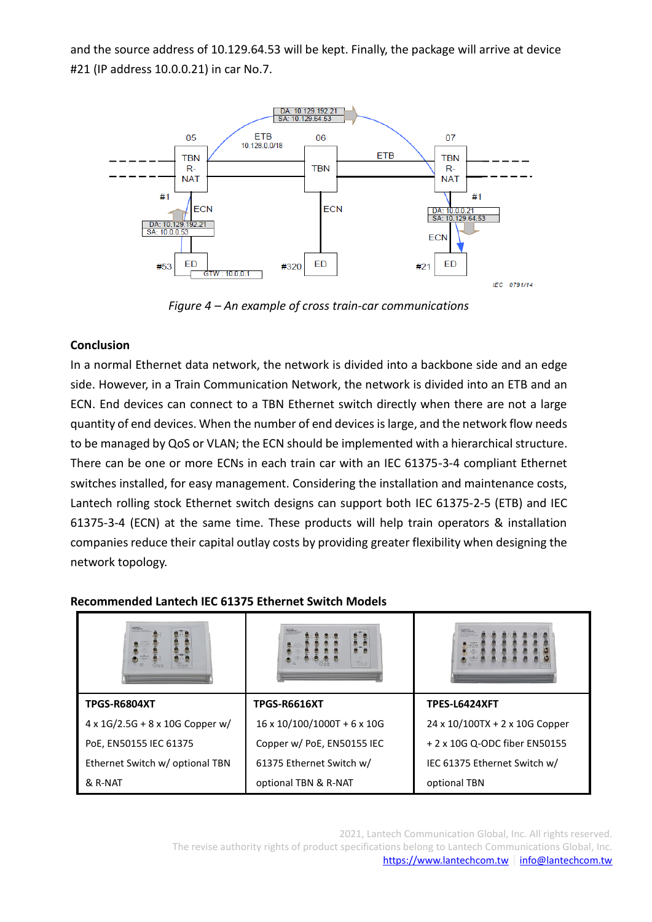and the source address of 10.129.64.53 will be kept. Finally, the package will arrive at device #21 (IP address 10.0.0.21) in car No.7.

*Figure 4 – An example of cross train-car communications*

**Conclusion**

In a normal Ethernet data network, the network is divided into a backbone side and an edge side. However, in a Train Communication Network, the network is divided into an ETB and an ECN. End devices can connect to a TBN Ethernet switch directly when there are not a large quantity of end devices. When the number of end devices is large, and the network flow needs to be managed by QoS or VLAN; the ECN should be implemented with a hierarchical structure. There can be one or more ECNs in each train car with an IEC 61375-3-4 compliant Ethernet switches installed, for easy management. Considering the installation and maintenance costs, Lantech rolling stock Ethernet switch designs can support both IEC 61375-2-5 (ETB) and IEC 61375-3-4 (ECN) at the same time. These products will help train operators & installation companies reduce their capital outlay costs by providing greater flexibility when designing the network topology.

**Recommended Lantech IEC 61375 Ethernet Switch Models**

| | | |
|---|---|---|
| **TPGS-R6804XT**<br>4 x 1G/2.5G + 8 x 10G Copper w/ PoE, EN50155 IEC 61375 Ethernet Switch w/ optional TBN & R-NAT | **TPGS-R6616XT**<br>16 x 10/100/1000T + 6 x 10G Copper w/ PoE, EN50155 IEC 61375 Ethernet Switch w/ optional TBN & R-NAT | **TPES-L6424XFT**<br>24 x 10/100TX + 2 x 10G Copper + 2 x 10G Q-ODC fiber EN50155 IEC 61375 Ethernet Switch w/ optional TBN |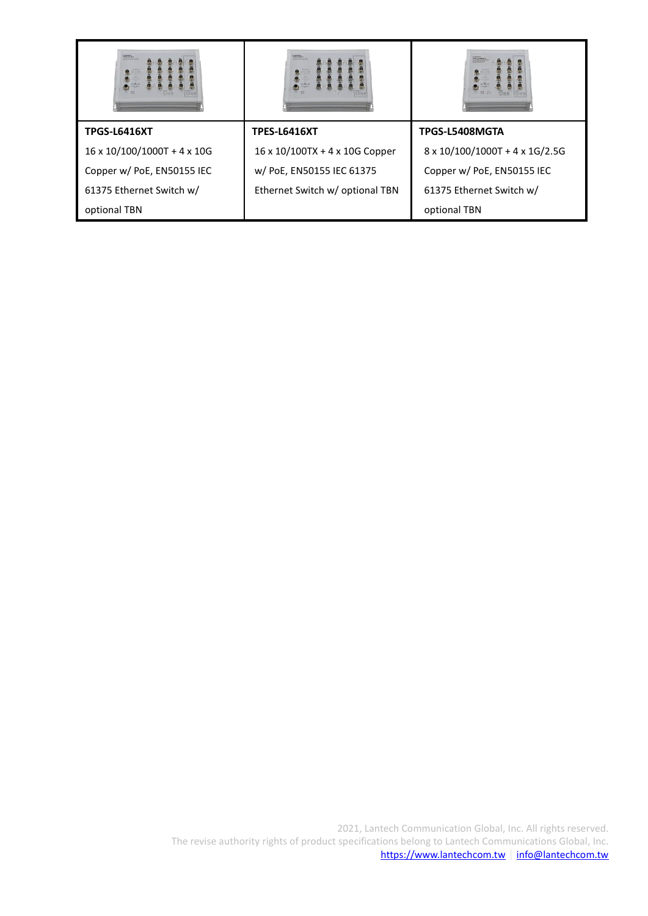| | | |
|---|---|---|
| **TPGS-L6416XT** | **TPES-L6416XT** | **TPGS-L5408MGTA** |
| 16 x 10/100/1000T + 4 x 10G Copper w/ PoE, EN50155 IEC 61375 Ethernet Switch w/ optional TBN | 16 x 10/100TX + 4 x 10G Copper w/ PoE, EN50155 IEC 61375 Ethernet Switch w/ optional TBN | 8 x 10/100/1000T + 4 x 1G/2.5G Copper w/ PoE, EN50155 IEC 61375 Ethernet Switch w/ optional TBN |

2021, Lantech Communication Global, Inc. All rights reserved.
The revise authority rights of product specifications belong to Lantech Communications Global, Inc.
https://www.lantechcom.tw | info@lantechcom.tw